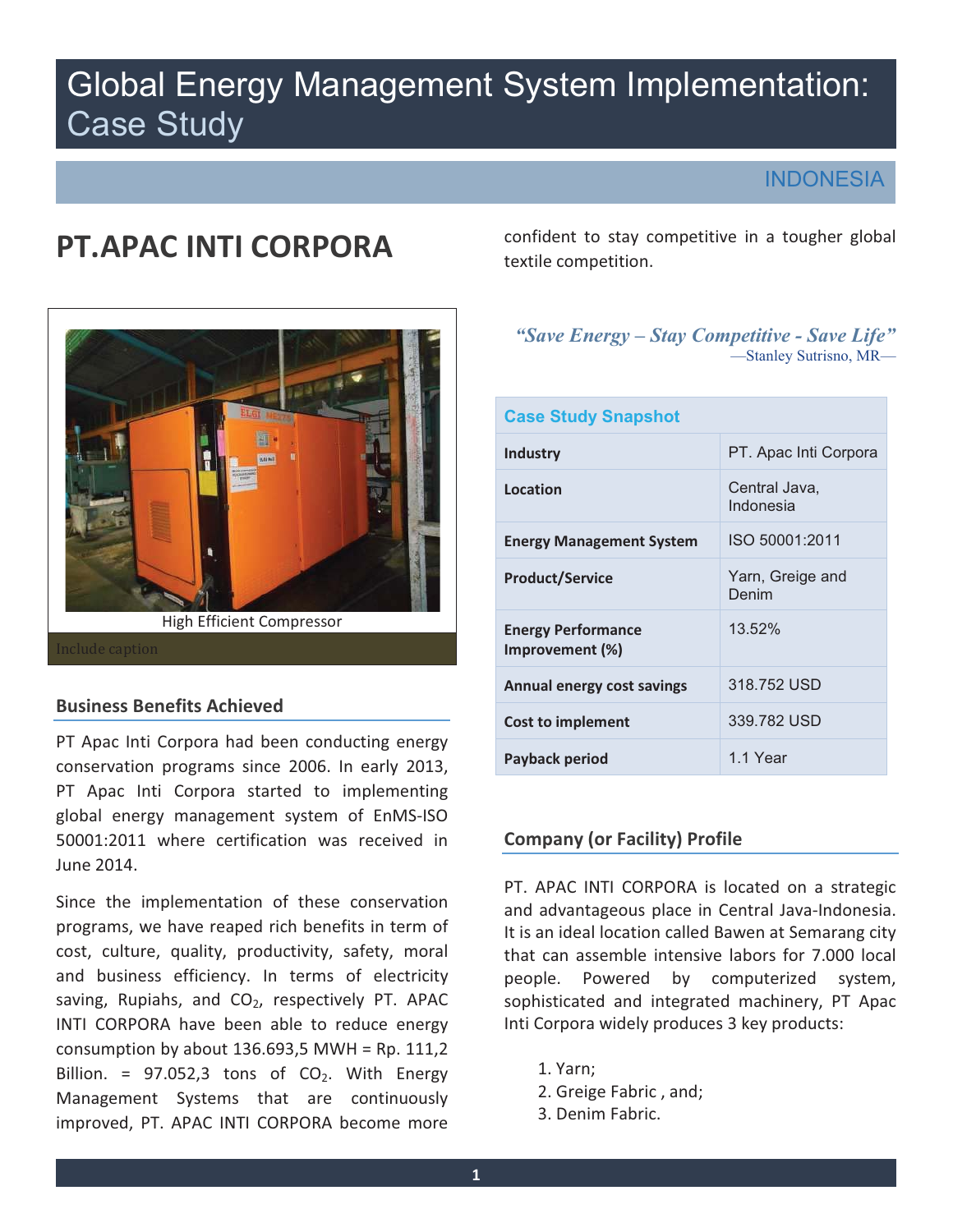# Global Energy Management System Implementation: Case Study

INDONESIA

## PT.APAC INTI CORPORA

High Efficient Compressor

Include caption

### Business Benefits Achieved

PT Apac Inti Corpora had been conducting energy conservation programs since 2006. In early 2013, PT Apac Inti Corpora started to implementing global energy management system of EnMS-ISO 50001:2011 where certification was received in June 2014.

Since the implementation of these conservation programs, we have reaped rich benefits in term of cost, culture, quality, productivity, safety, moral and business efficiency. In terms of electricity saving, Rupiahs, and $CO_2$, respectively PT. APAC INTI CORPORA have been able to reduce energy consumption by about 136.693,5 MWH = Rp. 111,2 Billion. = 97.052,3 tons of $CO_2$. With Energy Management Systems that are continuously improved, PT. APAC INTI CORPORA become more confident to stay competitive in a tougher global textile competition.

*"Save Energy – Stay Competitive - Save Life"*
—Stanley Sutrisno, MR—

| Case Study Snapshot | |
|---|---|
| **Industry** | PT. Apac Inti Corpora |
| **Location** | Central Java, Indonesia |
| **Energy Management System** | ISO 50001:2011 |
| **Product/Service** | Yarn, Greige and Denim |
| **Energy Performance Improvement (%)** | 13.52% |
| **Annual energy cost savings** | 318.752 USD |
| **Cost to implement** | 339.782 USD |
| **Payback period** | 1.1 Year |

### Company (or Facility) Profile

PT. APAC INTI CORPORA is located on a strategic and advantageous place in Central Java-Indonesia. It is an ideal location called Bawen at Semarang city that can assemble intensive labors for 7.000 local people. Powered by computerized system, sophisticated and integrated machinery, PT Apac Inti Corpora widely produces 3 key products:

1. Yarn;
2. Greige Fabric , and;
3. Denim Fabric.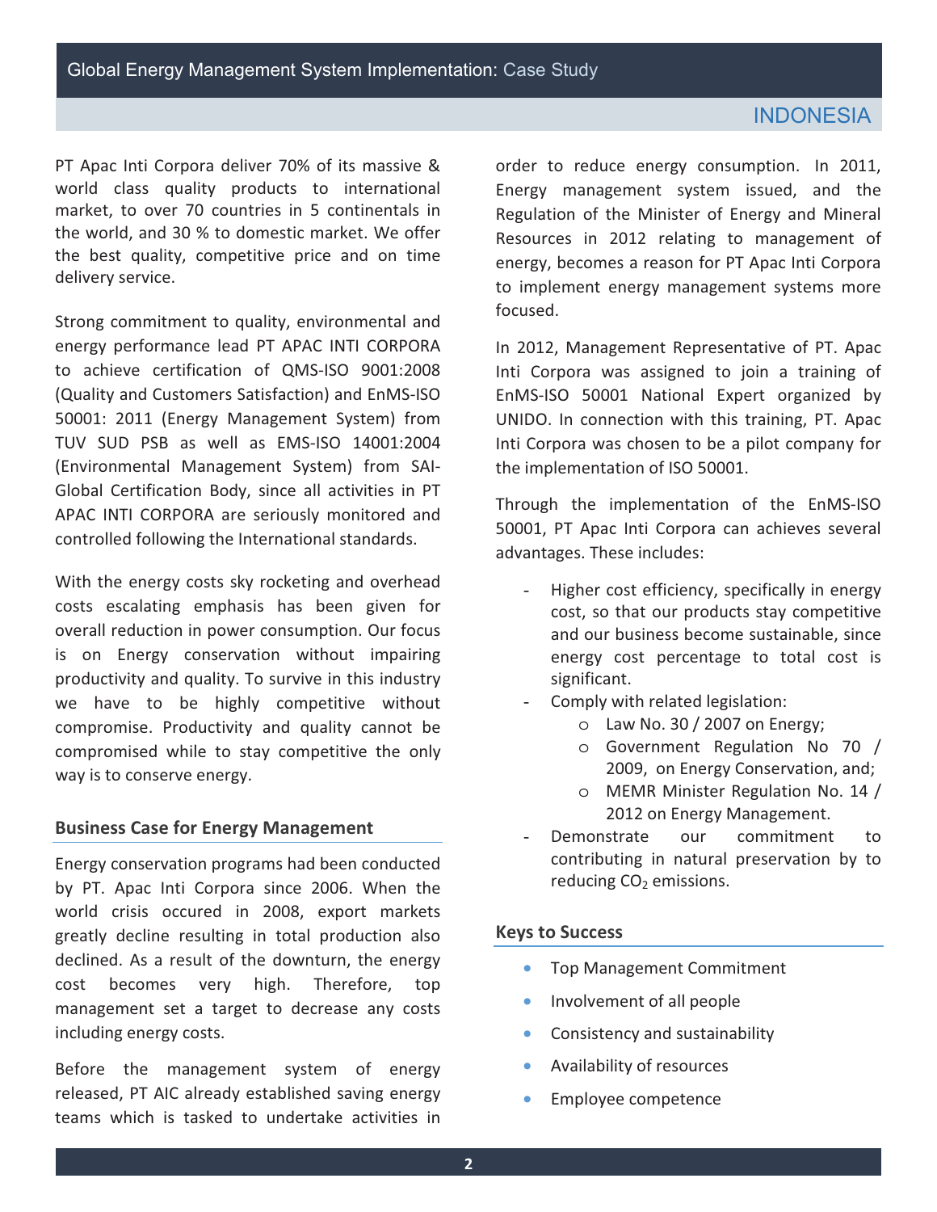PT Apac Inti Corpora deliver 70% of its massive & world class quality products to international market, to over 70 countries in 5 continentals in the world, and 30 % to domestic market. We offer the best quality, competitive price and on time delivery service.

Strong commitment to quality, environmental and energy performance lead PT APAC INTI CORPORA to achieve certification of QMS-ISO 9001:2008 (Quality and Customers Satisfaction) and EnMS-ISO 50001: 2011 (Energy Management System) from TUV SUD PSB as well as EMS-ISO 14001:2004 (Environmental Management System) from SAI-Global Certification Body, since all activities in PT APAC INTI CORPORA are seriously monitored and controlled following the International standards.

With the energy costs sky rocketing and overhead costs escalating emphasis has been given for overall reduction in power consumption. Our focus is on Energy conservation without impairing productivity and quality. To survive in this industry we have to be highly competitive without compromise. Productivity and quality cannot be compromised while to stay competitive the only way is to conserve energy.

## Business Case for Energy Management

Energy conservation programs had been conducted by PT. Apac Inti Corpora since 2006. When the world crisis occured in 2008, export markets greatly decline resulting in total production also declined. As a result of the downturn, the energy cost becomes very high. Therefore, top management set a target to decrease any costs including energy costs.

Before the management system of energy released, PT AIC already established saving energy teams which is tasked to undertake activities in order to reduce energy consumption. In 2011, Energy management system issued, and the Regulation of the Minister of Energy and Mineral Resources in 2012 relating to management of energy, becomes a reason for PT Apac Inti Corpora to implement energy management systems more focused.

In 2012, Management Representative of PT. Apac Inti Corpora was assigned to join a training of EnMS-ISO 50001 National Expert organized by UNIDO. In connection with this training, PT. Apac Inti Corpora was chosen to be a pilot company for the implementation of ISO 50001.

Through the implementation of the EnMS-ISO 50001, PT Apac Inti Corpora can achieves several advantages. These includes:

- Higher cost efficiency, specifically in energy cost, so that our products stay competitive and our business become sustainable, since energy cost percentage to total cost is significant.
- Comply with related legislation:
  - Law No. 30 / 2007 on Energy;
  - Government Regulation No 70 / 2009, on Energy Conservation, and;
  - MEMR Minister Regulation No. 14 / 2012 on Energy Management.
- Demonstrate our commitment to contributing in natural preservation by to reducing $CO_2$ emissions.

## Keys to Success

- Top Management Commitment
- Involvement of all people
- Consistency and sustainability
- Availability of resources
- Employee competence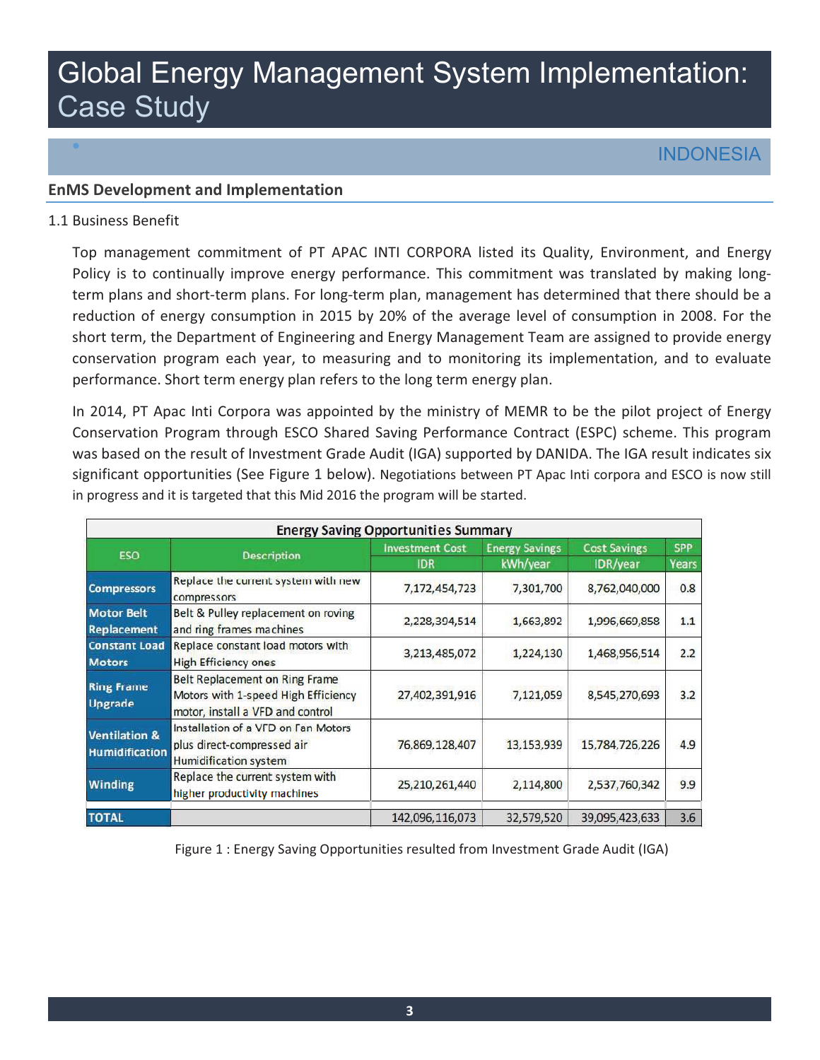# Global Energy Management System Implementation: Case Study

INDONESIA

## EnMS Development and Implementation

1.1 Business Benefit

Top management commitment of PT APAC INTI CORPORA listed its Quality, Environment, and Energy Policy is to continually improve energy performance. This commitment was translated by making long-term plans and short-term plans. For long-term plan, management has determined that there should be a reduction of energy consumption in 2015 by 20% of the average level of consumption in 2008. For the short term, the Department of Engineering and Energy Management Team are assigned to provide energy conservation program each year, to measuring and to monitoring its implementation, and to evaluate performance. Short term energy plan refers to the long term energy plan.

In 2014, PT Apac Inti Corpora was appointed by the ministry of MEMR to be the pilot project of Energy Conservation Program through ESCO Shared Saving Performance Contract (ESPC) scheme. This program was based on the result of Investment Grade Audit (IGA) supported by DANIDA. The IGA result indicates six significant opportunities (See Figure 1 below). Negotiations between PT Apac Inti corpora and ESCO is now still in progress and it is targeted that this Mid 2016 the program will be started.

| Energy Saving Opportunities Summary | | | | | |
|---|---|---|---|---|---|
| ESO | Description | Investment Cost IDR | Energy Savings kWh/year | Cost Savings IDR/year | SPP Years |
| Compressors | Replace the current system with new compressors | 7,172,454,723 | 7,301,700 | 8,762,040,000 | 0.8 |
| Motor Belt Replacement | Belt & Pulley replacement on roving and ring frames machines | 2,228,394,514 | 1,663,892 | 1,996,669,858 | 1.1 |
| Constant Load Motors | Replace constant load motors with High Efficiency ones | 3,213,485,072 | 1,224,130 | 1,468,956,514 | 2.2 |
| Ring Frame Upgrade | Belt Replacement on Ring Frame Motors with 1-speed High Efficiency motor, install a VFD and control | 27,402,391,916 | 7,121,059 | 8,545,270,693 | 3.2 |
| Ventilation & Humidification | Installation of a VFD on Fan Motors plus direct-compressed air Humidification system | 76,869,128,407 | 13,153,939 | 15,784,726,226 | 4.9 |
| Winding | Replace the current system with higher productivity machines | 25,210,261,440 | 2,114,800 | 2,537,760,342 | 9.9 |
| TOTAL | | 142,096,116,073 | 32,579,520 | 39,095,423,633 | 3.6 |

Figure 1 : Energy Saving Opportunities resulted from Investment Grade Audit (IGA)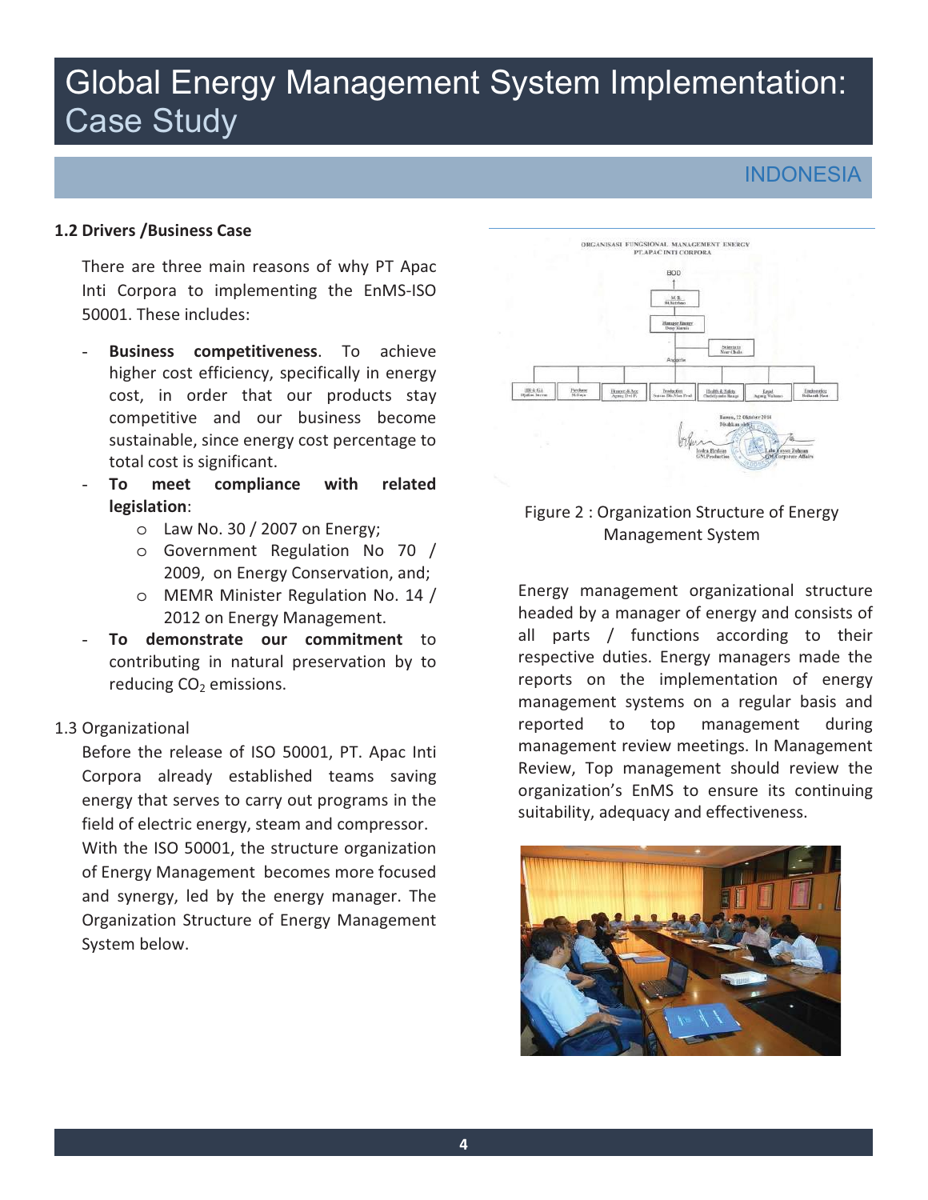# Global Energy Management System Implementation: Case Study

## INDONESIA

### 1.2 Drivers /Business Case

There are three main reasons of why PT Apac Inti Corpora to implementing the EnMS-ISO 50001. These includes:

- **Business competitiveness**. To achieve higher cost efficiency, specifically in energy cost, in order that our products stay competitive and our business become sustainable, since energy cost percentage to total cost is significant.
- **To meet compliance with related legislation**:
  - Law No. 30 / 2007 on Energy;
  - Government Regulation No 70 / 2009, on Energy Conservation, and;
  - MEMR Minister Regulation No. 14 / 2012 on Energy Management.
- **To demonstrate our commitment** to contributing in natural preservation by to reducing $CO_2$ emissions.

### 1.3 Organizational

Before the release of ISO 50001, PT. Apac Inti Corpora already established teams saving energy that serves to carry out programs in the field of electric energy, steam and compressor.

With the ISO 50001, the structure organization of Energy Management becomes more focused and synergy, led by the energy manager. The Organization Structure of Energy Management System below.

Figure 2 : Organization Structure of Energy Management System

Energy management organizational structure headed by a manager of energy and consists of all parts / functions according to their respective duties. Energy managers made the reports on the implementation of energy management systems on a regular basis and reported to top management during management review meetings. In Management Review, Top management should review the organization's EnMS to ensure its continuing suitability, adequacy and effectiveness.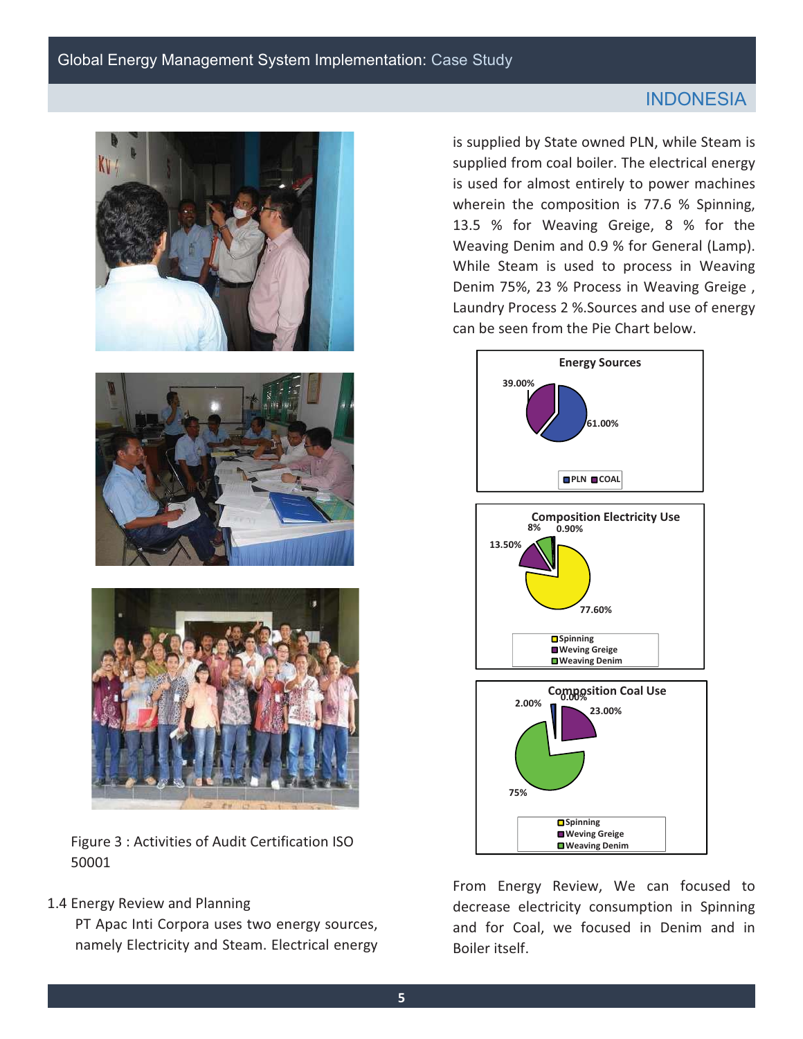Figure 3 : Activities of Audit Certification ISO 50001

1.4 Energy Review and Planning

PT Apac Inti Corpora uses two energy sources, namely Electricity and Steam. Electrical energy is supplied by State owned PLN, while Steam is supplied from coal boiler. The electrical energy is used for almost entirely to power machines wherein the composition is 77.6 % Spinning, 13.5 % for Weaving Greige, 8 % for the Weaving Denim and 0.9 % for General (Lamp). While Steam is used to process in Weaving Denim 75%, 23 % Process in Weaving Greige , Laundry Process 2 %.Sources and use of energy can be seen from the Pie Chart below.

**Energy Sources**

- PLN: 61.00%
- COAL: 39.00%

**Composition Electricity Use**

- Spinning: 77.60%
- Weving Greige: 13.50%
- Weaving Denim: 8%
- 0.90%

**Composition Coal Use**

- Spinning: 0.00%
- Weving Greige: 23.00%
- Weaving Denim: 75%
- 2.00%

From Energy Review, We can focused to decrease electricity consumption in Spinning and for Coal, we focused in Denim and in Boiler itself.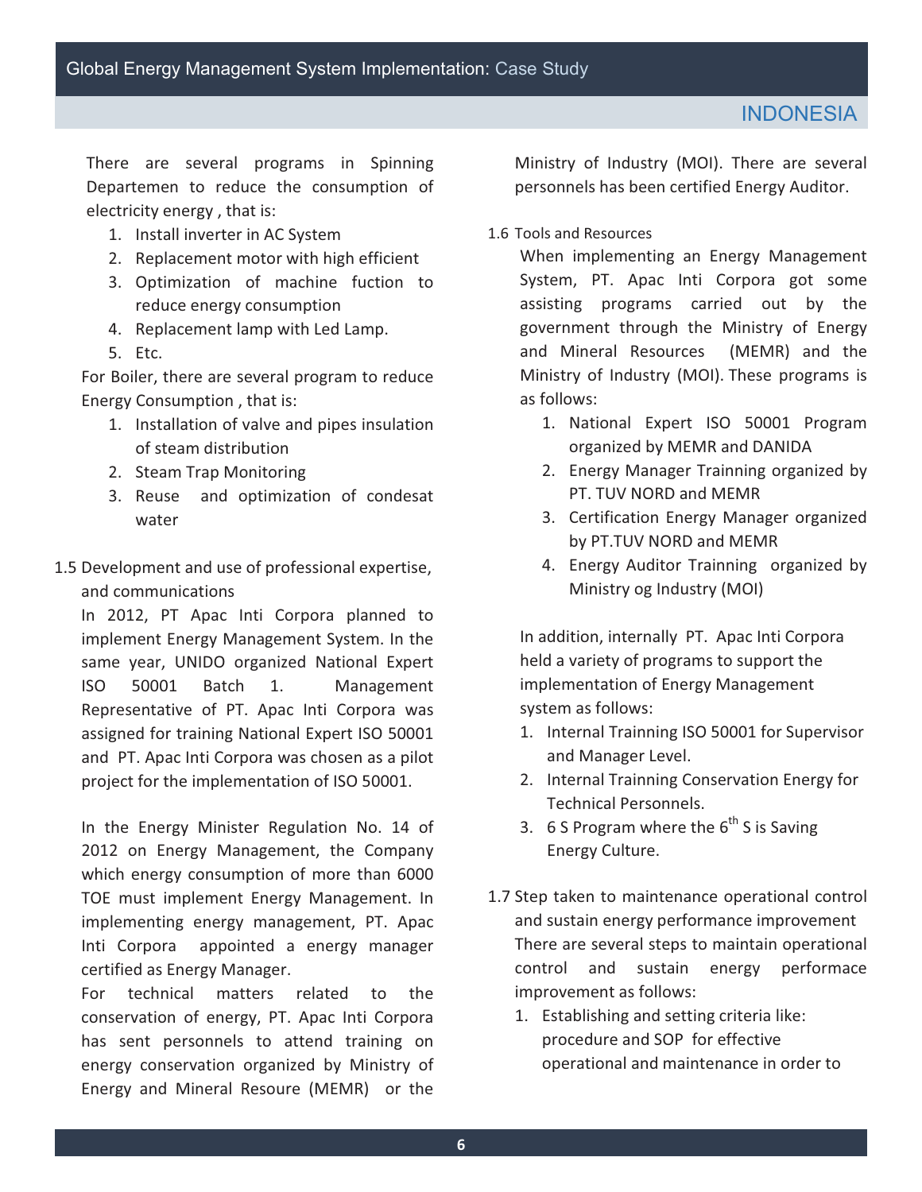There are several programs in Spinning Departemen to reduce the consumption of electricity energy , that is:

1. Install inverter in AC System
2. Replacement motor with high efficient
3. Optimization of machine fuction to reduce energy consumption
4. Replacement lamp with Led Lamp.
5. Etc.

For Boiler, there are several program to reduce Energy Consumption , that is:

1. Installation of valve and pipes insulation of steam distribution
2. Steam Trap Monitoring
3. Reuse and optimization of condesat water

### 1.5 Development and use of professional expertise, and communications

In 2012, PT Apac Inti Corpora planned to implement Energy Management System. In the same year, UNIDO organized National Expert ISO 50001 Batch 1. Management Representative of PT. Apac Inti Corpora was assigned for training National Expert ISO 50001 and PT. Apac Inti Corpora was chosen as a pilot project for the implementation of ISO 50001.

In the Energy Minister Regulation No. 14 of 2012 on Energy Management, the Company which energy consumption of more than 6000 TOE must implement Energy Management. In implementing energy management, PT. Apac Inti Corpora appointed a energy manager certified as Energy Manager.

For technical matters related to the conservation of energy, PT. Apac Inti Corpora has sent personnels to attend training on energy conservation organized by Ministry of Energy and Mineral Resoure (MEMR) or the Ministry of Industry (MOI). There are several personnels has been certified Energy Auditor.

### 1.6 Tools and Resources

When implementing an Energy Management System, PT. Apac Inti Corpora got some assisting programs carried out by the government through the Ministry of Energy and Mineral Resources (MEMR) and the Ministry of Industry (MOI). These programs is as follows:

1. National Expert ISO 50001 Program organized by MEMR and DANIDA
2. Energy Manager Trainning organized by PT. TUV NORD and MEMR
3. Certification Energy Manager organized by PT.TUV NORD and MEMR
4. Energy Auditor Trainning organized by Ministry og Industry (MOI)

In addition, internally PT. Apac Inti Corpora held a variety of programs to support the implementation of Energy Management system as follows:

1. Internal Trainning ISO 50001 for Supervisor and Manager Level.
2. Internal Trainning Conservation Energy for Technical Personnels.
3. 6 S Program where the 6th S is Saving Energy Culture.

### 1.7 Step taken to maintenance operational control and sustain energy performance improvement

There are several steps to maintain operational control and sustain energy performace improvement as follows:

1. Establishing and setting criteria like: procedure and SOP for effective operational and maintenance in order to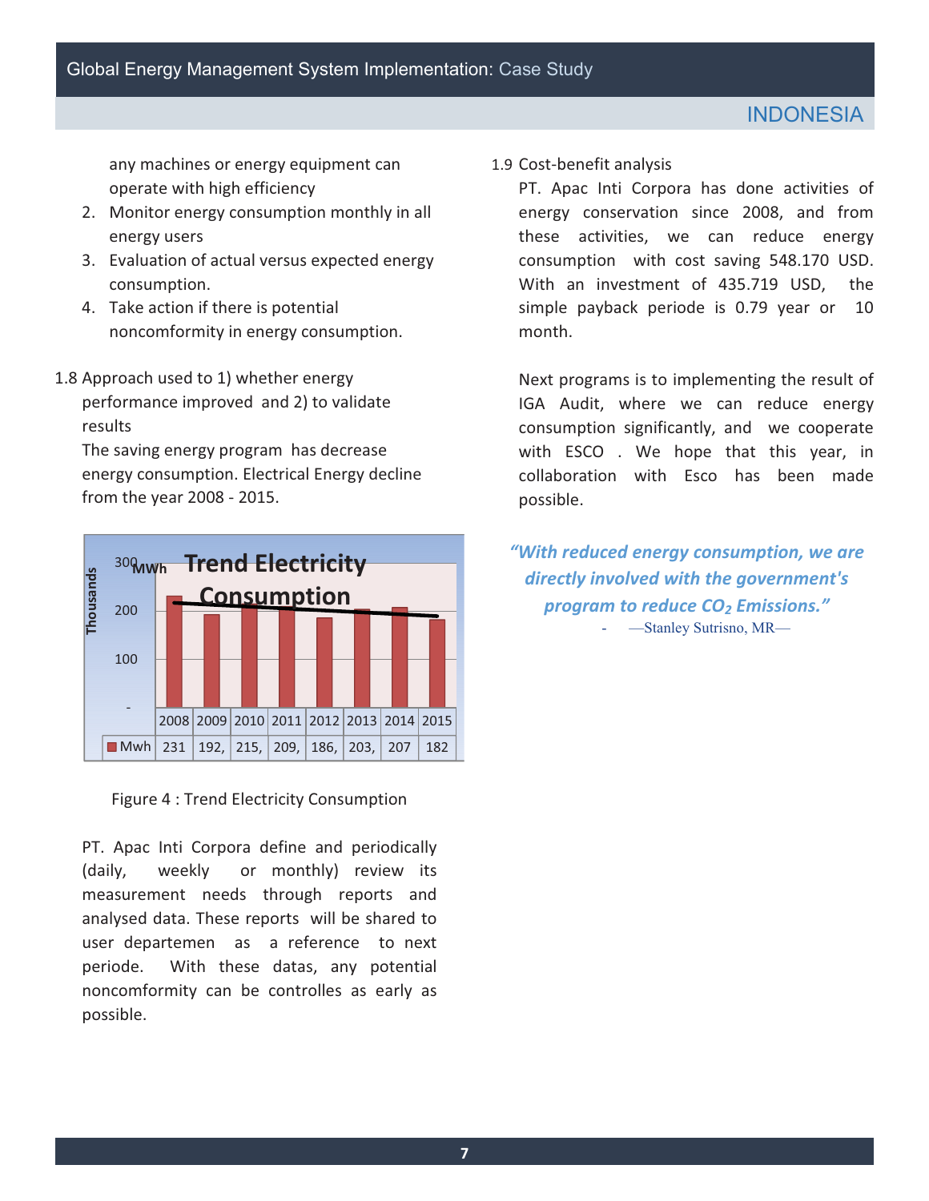any machines or energy equipment can operate with high efficiency

2. Monitor energy consumption monthly in all energy users
3. Evaluation of actual versus expected energy consumption.
4. Take action if there is potential noncomformity in energy consumption.

1.8 Approach used to 1) whether energy performance improved and 2) to validate results

The saving energy program has decrease energy consumption. Electrical Energy decline from the year 2008 - 2015.

**Trend Electricity Consumption**

| | 2008 | 2009 | 2010 | 2011 | 2012 | 2013 | 2014 | 2015 |
|---|---|---|---|---|---|---|---|---|
| Mwh | 231 | 192, | 215, | 209, | 186, | 203, | 207 | 182 |

Figure 4 : Trend Electricity Consumption

PT. Apac Inti Corpora define and periodically (daily, weekly or monthly) review its measurement needs through reports and analysed data. These reports will be shared to user departemen as a reference to next periode. With these datas, any potential noncomformity can be controlles as early as possible.

1.9 Cost-benefit analysis

PT. Apac Inti Corpora has done activities of energy conservation since 2008, and from these activities, we can reduce energy consumption with cost saving 548.170 USD. With an investment of 435.719 USD, the simple payback periode is 0.79 year or 10 month.

Next programs is to implementing the result of IGA Audit, where we can reduce energy consumption significantly, and we cooperate with ESCO . We hope that this year, in collaboration with Esco has been made possible.

***"With reduced energy consumption, we are directly involved with the government's program to reduce $CO_2$ Emissions."***

\- —Stanley Sutrisno, MR—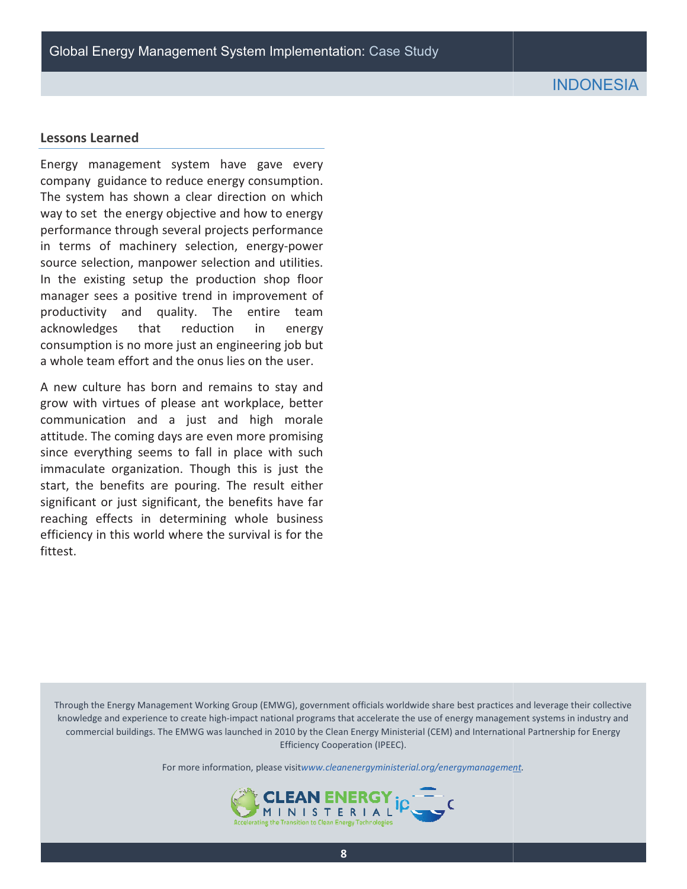## Lessons Learned

Energy management system have gave every company guidance to reduce energy consumption. The system has shown a clear direction on which way to set the energy objective and how to energy performance through several projects performance in terms of machinery selection, energy-power source selection, manpower selection and utilities. In the existing setup the production shop floor manager sees a positive trend in improvement of productivity and quality. The entire team acknowledges that reduction in energy consumption is no more just an engineering job but a whole team effort and the onus lies on the user.

A new culture has born and remains to stay and grow with virtues of please ant workplace, better communication and a just and high morale attitude. The coming days are even more promising since everything seems to fall in place with such immaculate organization. Though this is just the start, the benefits are pouring. The result either significant or just significant, the benefits have far reaching effects in determining whole business efficiency in this world where the survival is for the fittest.

Through the Energy Management Working Group (EMWG), government officials worldwide share best practices and leverage their collective knowledge and experience to create high-impact national programs that accelerate the use of energy management systems in industry and commercial buildings. The EMWG was launched in 2010 by the Clean Energy Ministerial (CEM) and International Partnership for Energy Efficiency Cooperation (IPEEC).

For more information, please visit *www.cleanenergyministerial.org/energymanagement*.